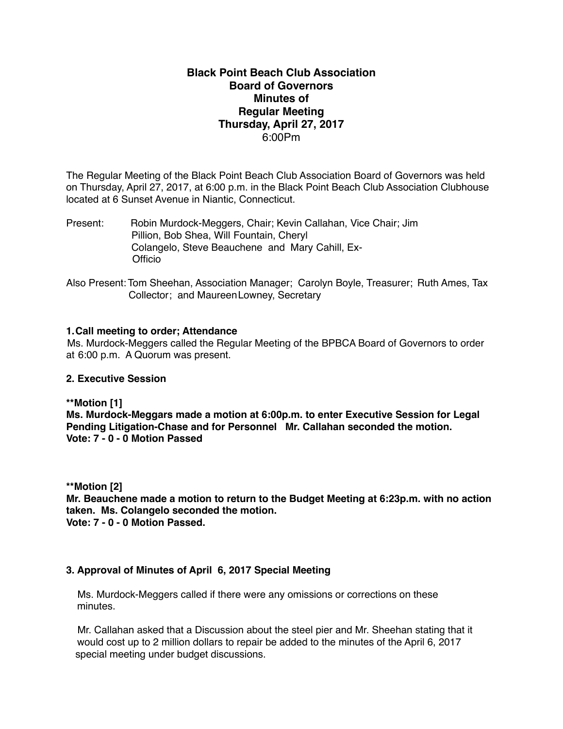# Black Point Beach Club Association
## Board of Governors
## Minutes of
## Regular Meeting
## Thursday, April 27, 2017
6:00Pm

The Regular Meeting of the Black Point Beach Club Association Board of Governors was held on Thursday, April 27, 2017, at 6:00 p.m. in the Black Point Beach Club Association Clubhouse located at 6 Sunset Avenue in Niantic, Connecticut.

Present: Robin Murdock-Meggers, Chair; Kevin Callahan, Vice Chair; Jim Pillion, Bob Shea, Will Fountain, Cheryl Colangelo, Steve Beauchene and Mary Cahill, Ex-Officio

Also Present: Tom Sheehan, Association Manager; Carolyn Boyle, Treasurer; Ruth Ames, Tax Collector; and Maureen Lowney, Secretary

**1. Call meeting to order; Attendance**

Ms. Murdock-Meggers called the Regular Meeting of the BPBCA Board of Governors to order at 6:00 p.m. A Quorum was present.

**2. Executive Session**

**\*\*Motion [1]**
**Ms. Murdock-Meggars made a motion at 6:00p.m. to enter Executive Session for Legal Pending Litigation-Chase and for Personnel Mr. Callahan seconded the motion.**
**Vote: 7 - 0 - 0 Motion Passed**

**\*\*Motion [2]**
**Mr. Beauchene made a motion to return to the Budget Meeting at 6:23p.m. with no action taken. Ms. Colangelo seconded the motion.**
**Vote: 7 - 0 - 0 Motion Passed.**

**3. Approval of Minutes of April 6, 2017 Special Meeting**

Ms. Murdock-Meggers called if there were any omissions or corrections on these minutes.

Mr. Callahan asked that a Discussion about the steel pier and Mr. Sheehan stating that it would cost up to 2 million dollars to repair be added to the minutes of the April 6, 2017 special meeting under budget discussions.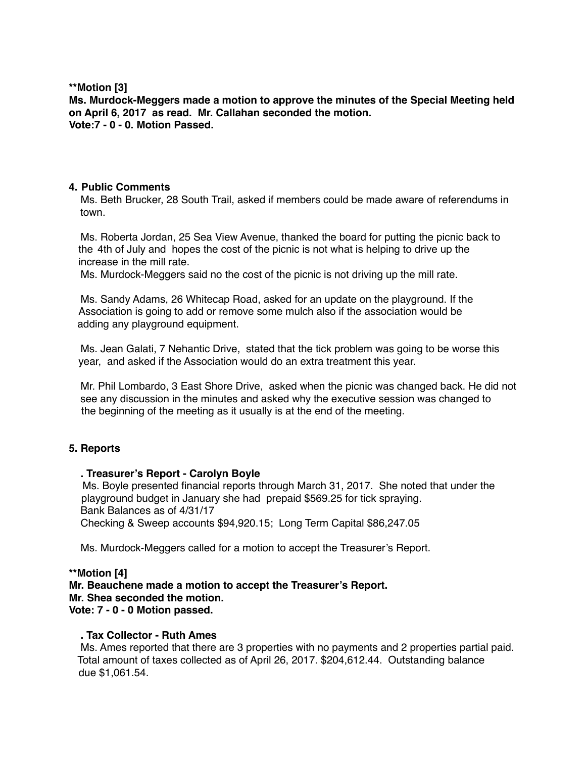**\*\*Motion [3]**
**Ms. Murdock-Meggers made a motion to approve the minutes of the Special Meeting held on April 6, 2017 as read. Mr. Callahan seconded the motion.**
**Vote:7 - 0 - 0. Motion Passed.**

### 4. Public Comments

Ms. Beth Brucker, 28 South Trail, asked if members could be made aware of referendums in town.

Ms. Roberta Jordan, 25 Sea View Avenue, thanked the board for putting the picnic back to the 4th of July and hopes the cost of the picnic is not what is helping to drive up the increase in the mill rate.
Ms. Murdock-Meggers said no the cost of the picnic is not driving up the mill rate.

Ms. Sandy Adams, 26 Whitecap Road, asked for an update on the playground. If the Association is going to add or remove some mulch also if the association would be adding any playground equipment.

Ms. Jean Galati, 7 Nehantic Drive, stated that the tick problem was going to be worse this year, and asked if the Association would do an extra treatment this year.

Mr. Phil Lombardo, 3 East Shore Drive, asked when the picnic was changed back. He did not see any discussion in the minutes and asked why the executive session was changed to the beginning of the meeting as it usually is at the end of the meeting.

### 5. Reports

**. Treasurer's Report - Carolyn Boyle**

Ms. Boyle presented financial reports through March 31, 2017. She noted that under the playground budget in January she had prepaid $569.25 for tick spraying.
Bank Balances as of 4/31/17
Checking & Sweep accounts $94,920.15; Long Term Capital $86,247.05

Ms. Murdock-Meggers called for a motion to accept the Treasurer's Report.

**\*\*Motion [4]**
**Mr. Beauchene made a motion to accept the Treasurer's Report.**
**Mr. Shea seconded the motion.**
**Vote: 7 - 0 - 0 Motion passed.**

**. Tax Collector - Ruth Ames**

Ms. Ames reported that there are 3 properties with no payments and 2 properties partial paid. Total amount of taxes collected as of April 26, 2017. $204,612.44. Outstanding balance due $1,061.54.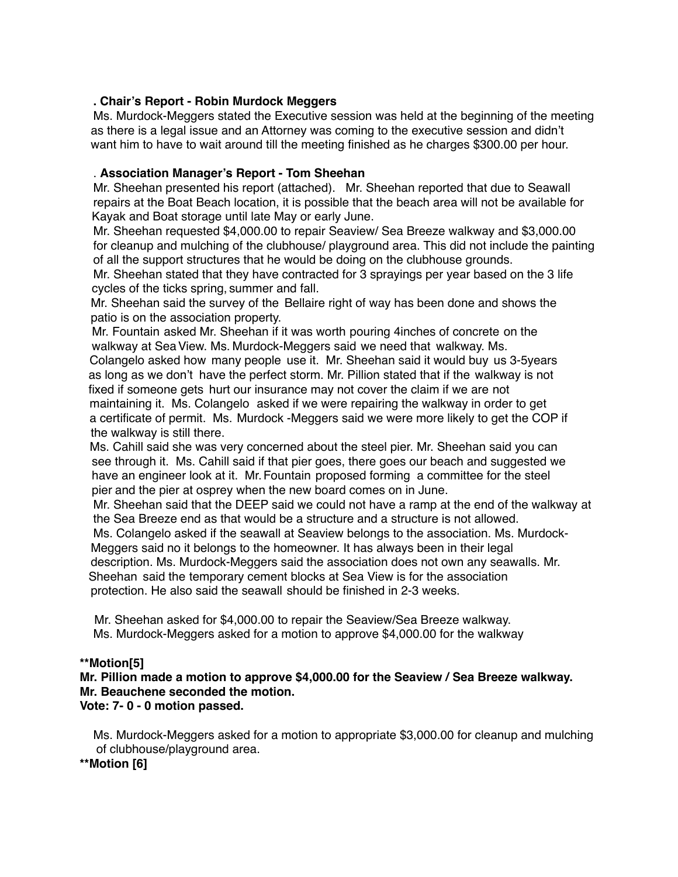**. Chair's Report - Robin Murdock Meggers**

Ms. Murdock-Meggers stated the Executive session was held at the beginning of the meeting as there is a legal issue and an Attorney was coming to the executive session and didn't want him to have to wait around till the meeting finished as he charges $300.00 per hour.

**. Association Manager's Report - Tom Sheehan**

Mr. Sheehan presented his report (attached). Mr. Sheehan reported that due to Seawall repairs at the Boat Beach location, it is possible that the beach area will not be available for Kayak and Boat storage until late May or early June.

Mr. Sheehan requested $4,000.00 to repair Seaview/ Sea Breeze walkway and $3,000.00 for cleanup and mulching of the clubhouse/ playground area. This did not include the painting of all the support structures that he would be doing on the clubhouse grounds.

Mr. Sheehan stated that they have contracted for 3 sprayings per year based on the 3 life cycles of the ticks spring, summer and fall.

Mr. Sheehan said the survey of the Bellaire right of way has been done and shows the patio is on the association property.

Mr. Fountain asked Mr. Sheehan if it was worth pouring 4inches of concrete on the walkway at Sea View. Ms. Murdock-Meggers said we need that walkway. Ms. Colangelo asked how many people use it. Mr. Sheehan said it would buy us 3-5years as long as we don't have the perfect storm. Mr. Pillion stated that if the walkway is not fixed if someone gets hurt our insurance may not cover the claim if we are not maintaining it. Ms. Colangelo asked if we were repairing the walkway in order to get a certificate of permit. Ms. Murdock -Meggers said we were more likely to get the COP if the walkway is still there.

Ms. Cahill said she was very concerned about the steel pier. Mr. Sheehan said you can see through it. Ms. Cahill said if that pier goes, there goes our beach and suggested we have an engineer look at it. Mr. Fountain proposed forming a committee for the steel pier and the pier at osprey when the new board comes on in June.

Mr. Sheehan said that the DEEP said we could not have a ramp at the end of the walkway at the Sea Breeze end as that would be a structure and a structure is not allowed.

Ms. Colangelo asked if the seawall at Seaview belongs to the association. Ms. Murdock-Meggers said no it belongs to the homeowner. It has always been in their legal description. Ms. Murdock-Meggers said the association does not own any seawalls. Mr. Sheehan said the temporary cement blocks at Sea View is for the association protection. He also said the seawall should be finished in 2-3 weeks.

Mr. Sheehan asked for $4,000.00 to repair the Seaview/Sea Breeze walkway.
Ms. Murdock-Meggers asked for a motion to approve $4,000.00 for the walkway

**\*\*Motion[5]**
**Mr. Pillion made a motion to approve $4,000.00 for the Seaview / Sea Breeze walkway.**
**Mr. Beauchene seconded the motion.**
**Vote: 7- 0 - 0 motion passed.**

Ms. Murdock-Meggers asked for a motion to appropriate $3,000.00 for cleanup and mulching of clubhouse/playground area.

**\*\*Motion [6]**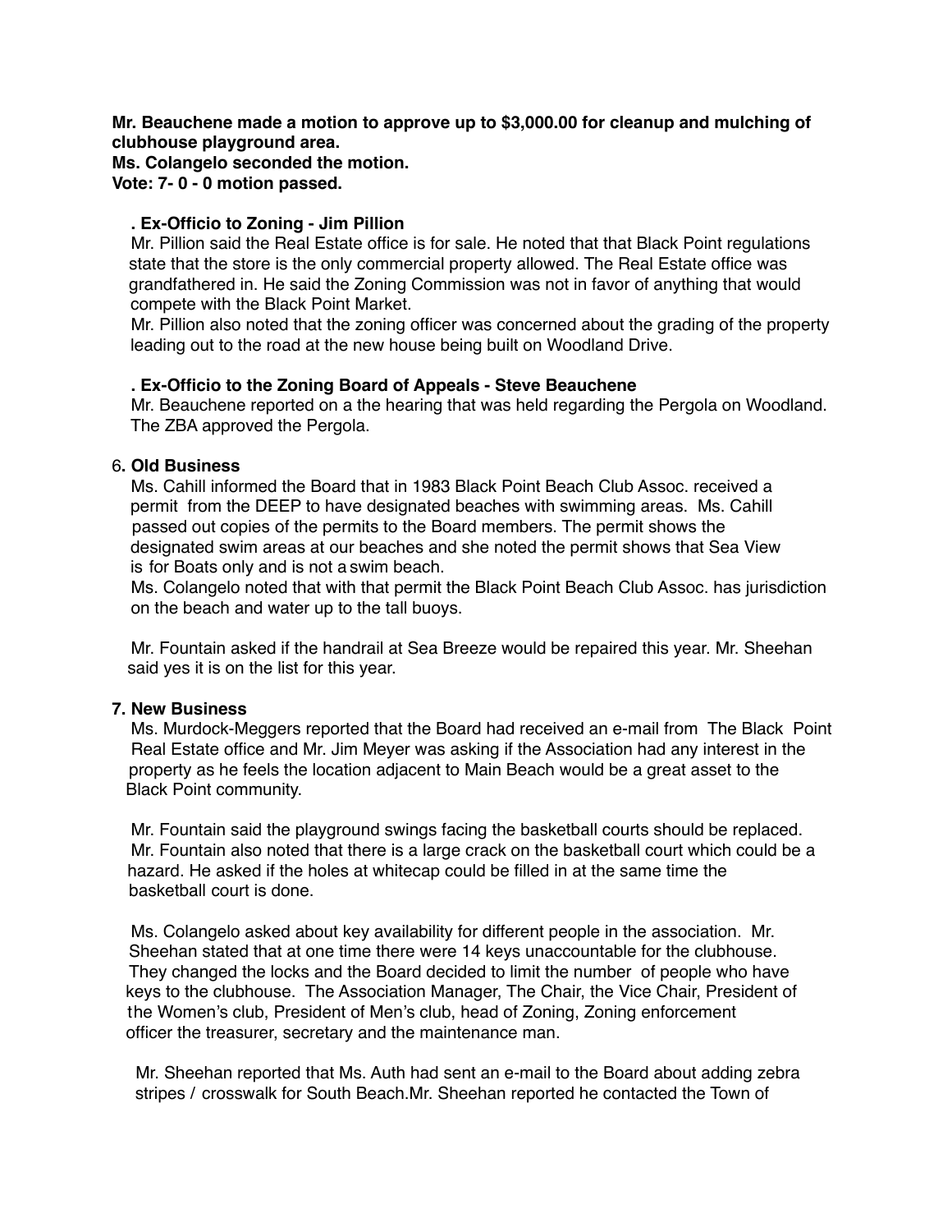**Mr. Beauchene made a motion to approve up to $3,000.00 for cleanup and mulching of clubhouse playground area.**
**Ms. Colangelo seconded the motion.**
**Vote: 7- 0 - 0 motion passed.**

**. Ex-Officio to Zoning - Jim Pillion**

Mr. Pillion said the Real Estate office is for sale. He noted that that Black Point regulations state that the store is the only commercial property allowed. The Real Estate office was grandfathered in. He said the Zoning Commission was not in favor of anything that would compete with the Black Point Market.

Mr. Pillion also noted that the zoning officer was concerned about the grading of the property leading out to the road at the new house being built on Woodland Drive.

**. Ex-Officio to the Zoning Board of Appeals - Steve Beauchene**

Mr. Beauchene reported on a the hearing that was held regarding the Pergola on Woodland. The ZBA approved the Pergola.

**6. Old Business**

Ms. Cahill informed the Board that in 1983 Black Point Beach Club Assoc. received a permit from the DEEP to have designated beaches with swimming areas. Ms. Cahill passed out copies of the permits to the Board members. The permit shows the designated swim areas at our beaches and she noted the permit shows that Sea View is for Boats only and is not a swim beach.

Ms. Colangelo noted that with that permit the Black Point Beach Club Assoc. has jurisdiction on the beach and water up to the tall buoys.

Mr. Fountain asked if the handrail at Sea Breeze would be repaired this year. Mr. Sheehan said yes it is on the list for this year.

**7. New Business**

Ms. Murdock-Meggers reported that the Board had received an e-mail from The Black Point Real Estate office and Mr. Jim Meyer was asking if the Association had any interest in the property as he feels the location adjacent to Main Beach would be a great asset to the Black Point community.

Mr. Fountain said the playground swings facing the basketball courts should be replaced. Mr. Fountain also noted that there is a large crack on the basketball court which could be a hazard. He asked if the holes at whitecap could be filled in at the same time the basketball court is done.

Ms. Colangelo asked about key availability for different people in the association. Mr. Sheehan stated that at one time there were 14 keys unaccountable for the clubhouse. They changed the locks and the Board decided to limit the number of people who have keys to the clubhouse. The Association Manager, The Chair, the Vice Chair, President of the Women's club, President of Men's club, head of Zoning, Zoning enforcement officer the treasurer, secretary and the maintenance man.

Mr. Sheehan reported that Ms. Auth had sent an e-mail to the Board about adding zebra stripes / crosswalk for South Beach.Mr. Sheehan reported he contacted the Town of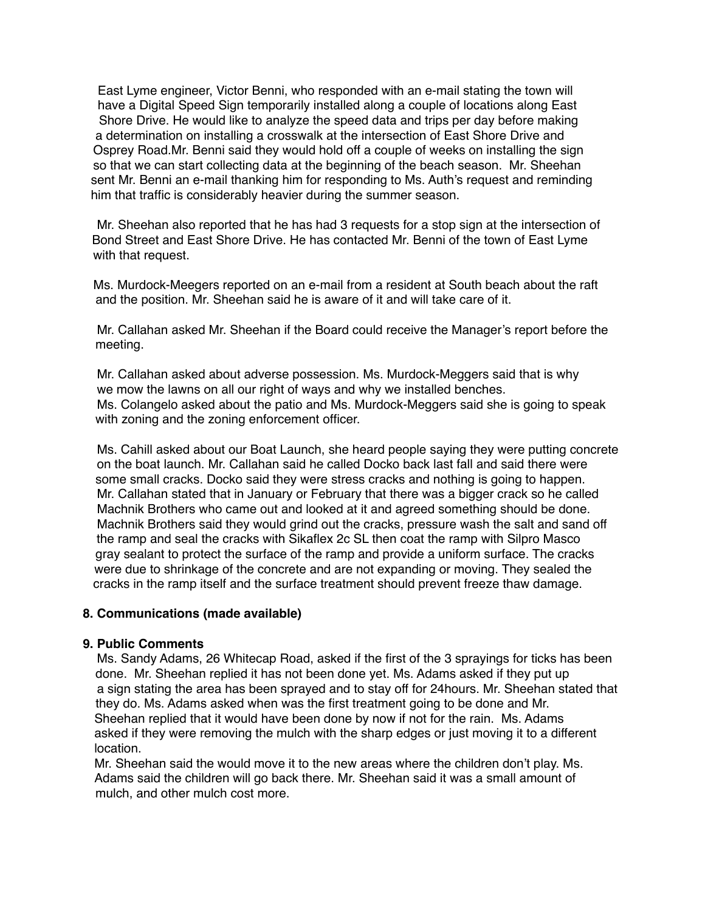East Lyme engineer, Victor Benni, who responded with an e-mail stating the town will have a Digital Speed Sign temporarily installed along a couple of locations along East Shore Drive. He would like to analyze the speed data and trips per day before making a determination on installing a crosswalk at the intersection of East Shore Drive and Osprey Road.Mr. Benni said they would hold off a couple of weeks on installing the sign so that we can start collecting data at the beginning of the beach season. Mr. Sheehan sent Mr. Benni an e-mail thanking him for responding to Ms. Auth's request and reminding him that traffic is considerably heavier during the summer season.

Mr. Sheehan also reported that he has had 3 requests for a stop sign at the intersection of Bond Street and East Shore Drive. He has contacted Mr. Benni of the town of East Lyme with that request.

Ms. Murdock-Meegers reported on an e-mail from a resident at South beach about the raft and the position. Mr. Sheehan said he is aware of it and will take care of it.

Mr. Callahan asked Mr. Sheehan if the Board could receive the Manager's report before the meeting.

Mr. Callahan asked about adverse possession. Ms. Murdock-Meggers said that is why we mow the lawns on all our right of ways and why we installed benches.
Ms. Colangelo asked about the patio and Ms. Murdock-Meggers said she is going to speak with zoning and the zoning enforcement officer.

Ms. Cahill asked about our Boat Launch, she heard people saying they were putting concrete on the boat launch. Mr. Callahan said he called Docko back last fall and said there were some small cracks. Docko said they were stress cracks and nothing is going to happen. Mr. Callahan stated that in January or February that there was a bigger crack so he called Machnik Brothers who came out and looked at it and agreed something should be done. Machnik Brothers said they would grind out the cracks, pressure wash the salt and sand off the ramp and seal the cracks with Sikaflex 2c SL then coat the ramp with Silpro Masco gray sealant to protect the surface of the ramp and provide a uniform surface. The cracks were due to shrinkage of the concrete and are not expanding or moving. They sealed the cracks in the ramp itself and the surface treatment should prevent freeze thaw damage.

**8. Communications (made available)**

**9. Public Comments**

Ms. Sandy Adams, 26 Whitecap Road, asked if the first of the 3 sprayings for ticks has been done. Mr. Sheehan replied it has not been done yet. Ms. Adams asked if they put up a sign stating the area has been sprayed and to stay off for 24hours. Mr. Sheehan stated that they do. Ms. Adams asked when was the first treatment going to be done and Mr. Sheehan replied that it would have been done by now if not for the rain. Ms. Adams asked if they were removing the mulch with the sharp edges or just moving it to a different location.
Mr. Sheehan said the would move it to the new areas where the children don't play. Ms. Adams said the children will go back there. Mr. Sheehan said it was a small amount of mulch, and other mulch cost more.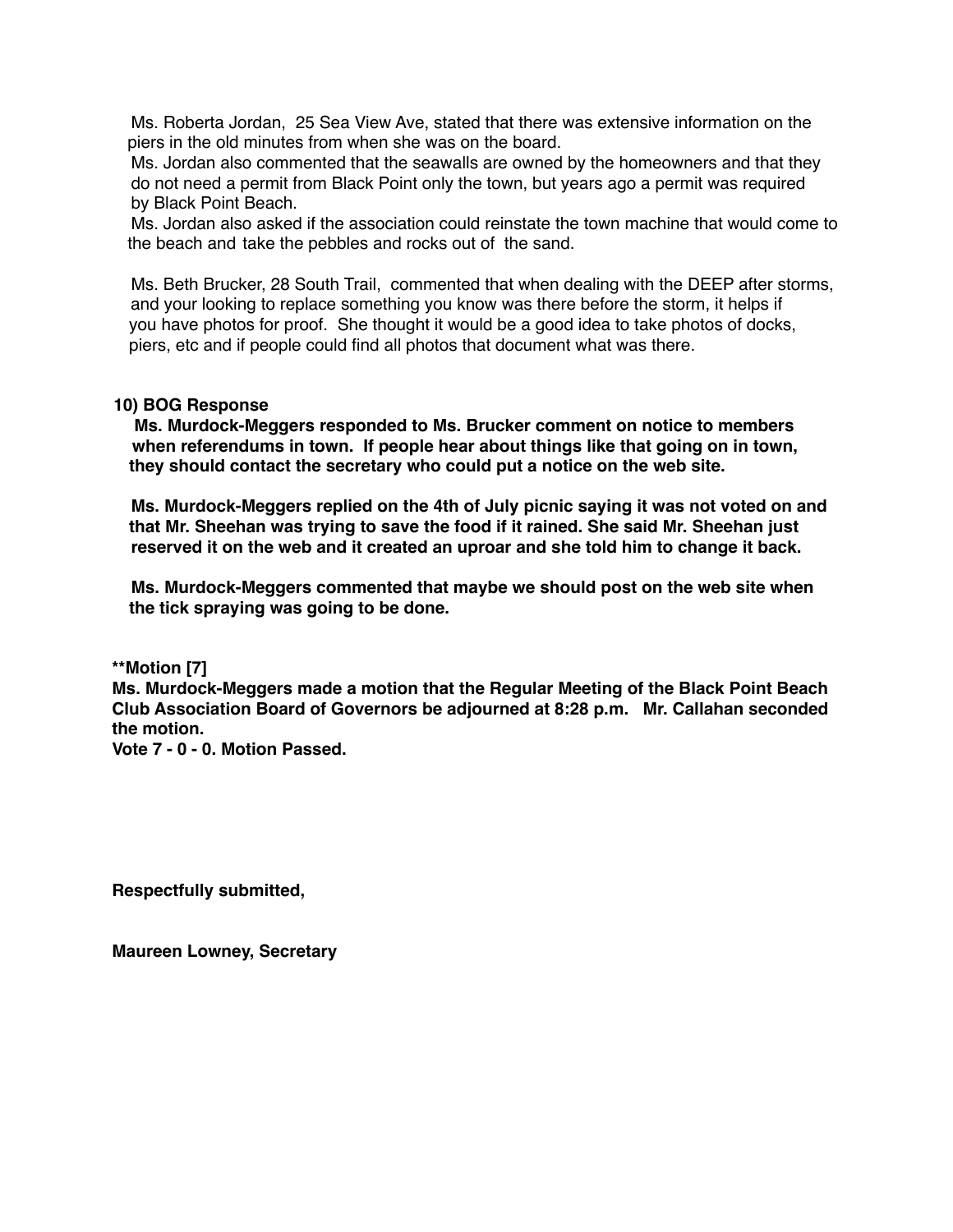Ms. Roberta Jordan, 25 Sea View Ave, stated that there was extensive information on the piers in the old minutes from when she was on the board.

Ms. Jordan also commented that the seawalls are owned by the homeowners and that they do not need a permit from Black Point only the town, but years ago a permit was required by Black Point Beach.

Ms. Jordan also asked if the association could reinstate the town machine that would come to the beach and take the pebbles and rocks out of the sand.

Ms. Beth Brucker, 28 South Trail, commented that when dealing with the DEEP after storms, and your looking to replace something you know was there before the storm, it helps if you have photos for proof. She thought it would be a good idea to take photos of docks, piers, etc and if people could find all photos that document what was there.

**10) BOG Response**

**Ms. Murdock-Meggers responded to Ms. Brucker comment on notice to members when referendums in town. If people hear about things like that going on in town, they should contact the secretary who could put a notice on the web site.**

**Ms. Murdock-Meggers replied on the 4th of July picnic saying it was not voted on and that Mr. Sheehan was trying to save the food if it rained. She said Mr. Sheehan just reserved it on the web and it created an uproar and she told him to change it back.**

**Ms. Murdock-Meggers commented that maybe we should post on the web site when the tick spraying was going to be done.**

**\*\*Motion [7]**
**Ms. Murdock-Meggers made a motion that the Regular Meeting of the Black Point Beach Club Association Board of Governors be adjourned at 8:28 p.m. Mr. Callahan seconded the motion.**
**Vote 7 - 0 - 0. Motion Passed.**

**Respectfully submitted,**

**Maureen Lowney, Secretary**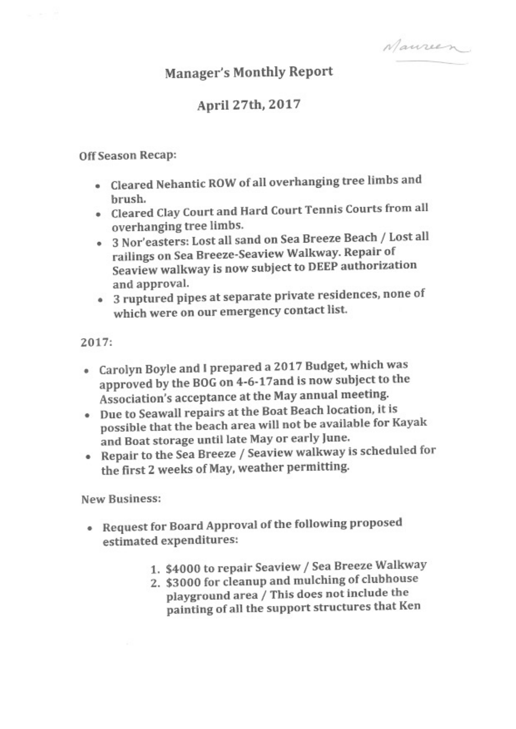Maureen

# Manager's Monthly Report

## April 27th, 2017

Off Season Recap:

- Cleared Nehantic ROW of all overhanging tree limbs and brush.
- Cleared Clay Court and Hard Court Tennis Courts from all overhanging tree limbs.
- 3 Nor'easters: Lost all sand on Sea Breeze Beach / Lost all railings on Sea Breeze-Seaview Walkway. Repair of Seaview walkway is now subject to DEEP authorization and approval.
- 3 ruptured pipes at separate private residences, none of which were on our emergency contact list.

2017:

- Carolyn Boyle and I prepared a 2017 Budget, which was approved by the BOG on 4-6-17and is now subject to the Association's acceptance at the May annual meeting.
- Due to Seawall repairs at the Boat Beach location, it is possible that the beach area will not be available for Kayak and Boat storage until late May or early June.
- Repair to the Sea Breeze / Seaview walkway is scheduled for the first 2 weeks of May, weather permitting.

New Business:

- Request for Board Approval of the following proposed estimated expenditures:
  1. $4000 to repair Seaview / Sea Breeze Walkway
  2. $3000 for cleanup and mulching of clubhouse playground area / This does not include the painting of all the support structures that Ken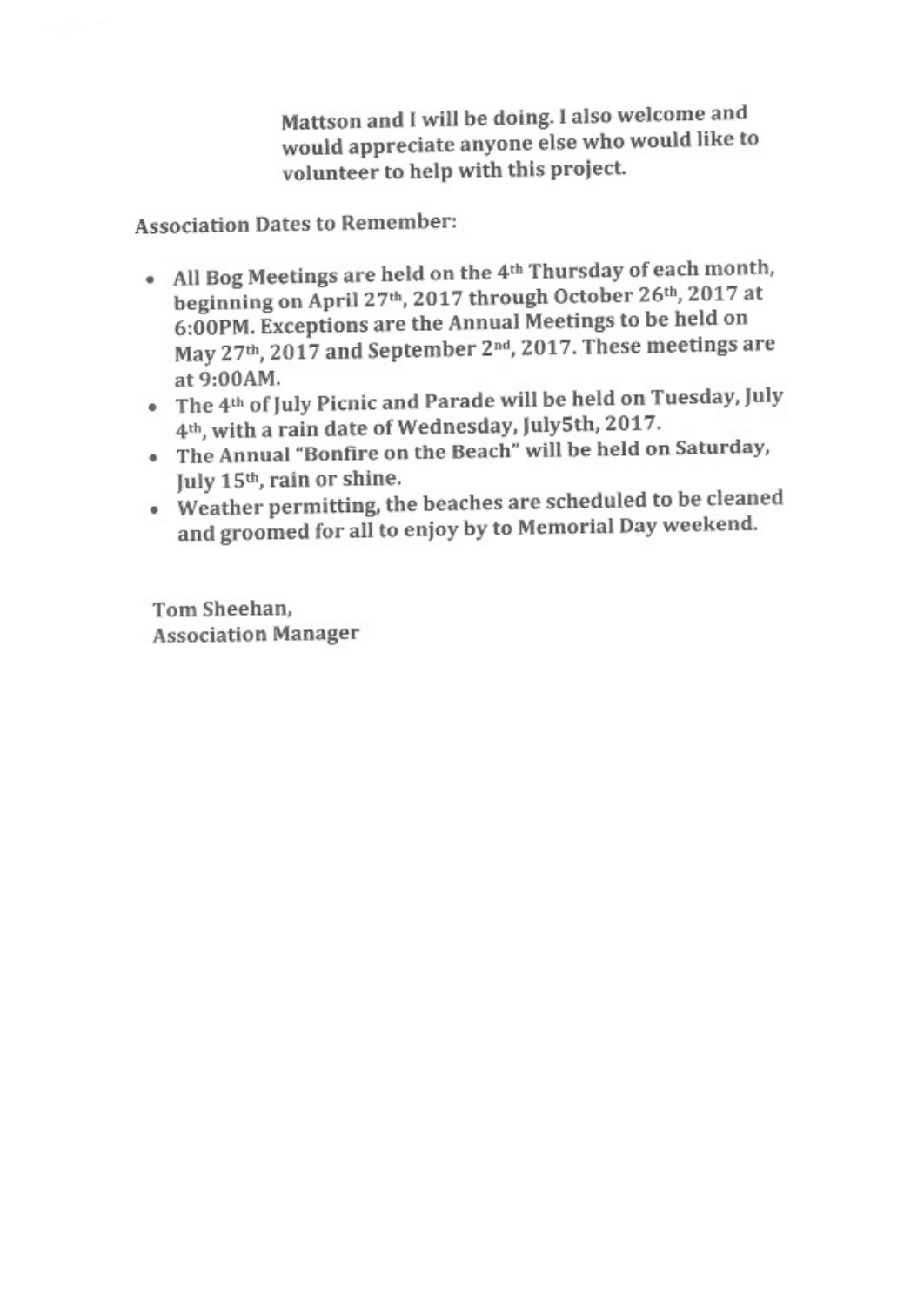Mattson and I will be doing. I also welcome and would appreciate anyone else who would like to volunteer to help with this project.

**Association Dates to Remember:**

- All Bog Meetings are held on the 4th Thursday of each month, beginning on April 27th, 2017 through October 26th, 2017 at 6:00PM. Exceptions are the Annual Meetings to be held on May 27th, 2017 and September 2nd, 2017. These meetings are at 9:00AM.
- The 4th of July Picnic and Parade will be held on Tuesday, July 4th, with a rain date of Wednesday, July5th, 2017.
- The Annual "Bonfire on the Beach" will be held on Saturday, July 15th, rain or shine.
- Weather permitting, the beaches are scheduled to be cleaned and groomed for all to enjoy by to Memorial Day weekend.

Tom Sheehan,
Association Manager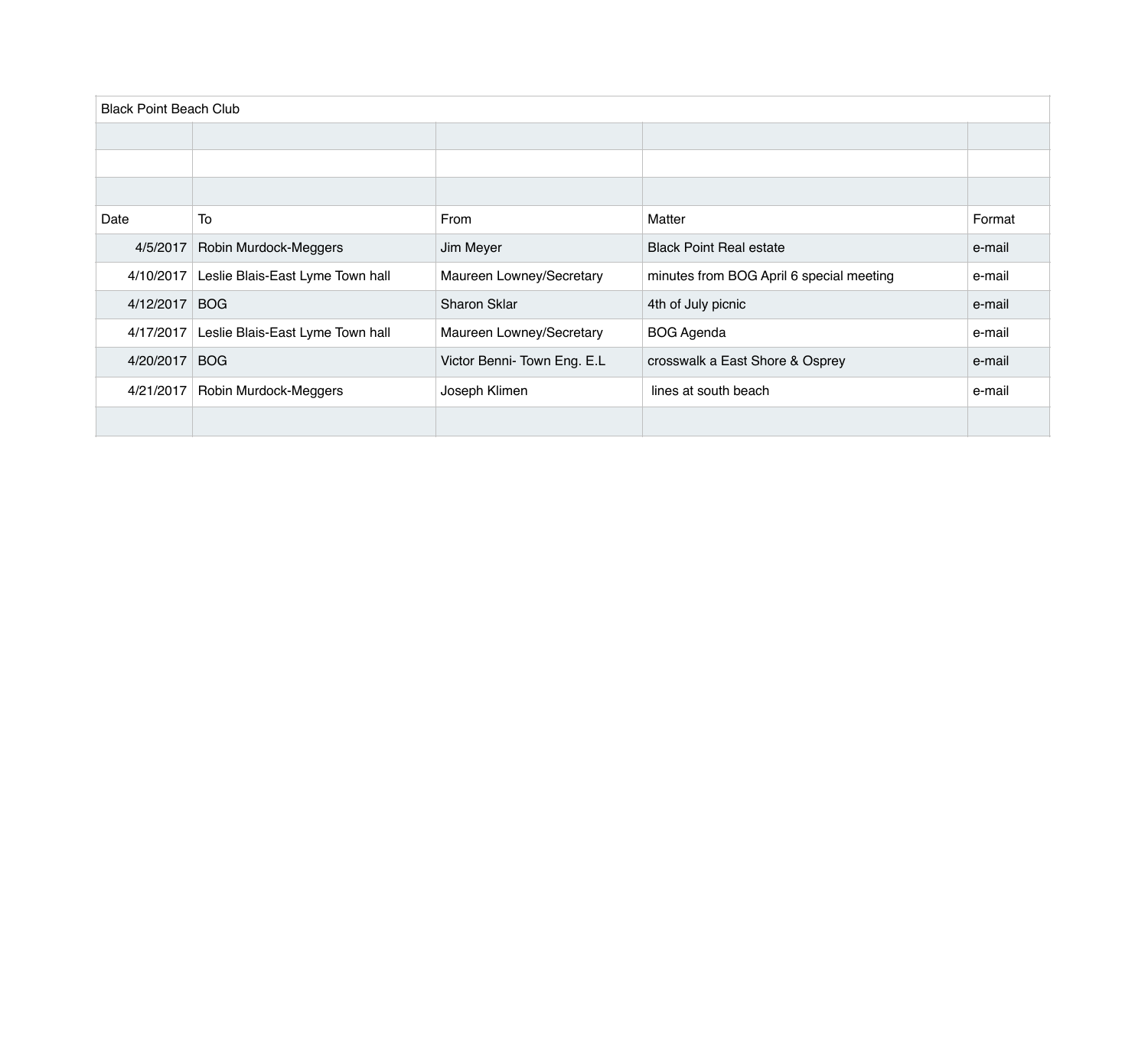Black Point Beach Club

| Date | To | From | Matter | Format |
|---|---|---|---|---|
| 4/5/2017 | Robin Murdock-Meggers | Jim Meyer | Black Point Real estate | e-mail |
| 4/10/2017 | Leslie Blais-East Lyme Town hall | Maureen Lowney/Secretary | minutes from BOG April 6 special meeting | e-mail |
| 4/12/2017 | BOG | Sharon Sklar | 4th of July picnic | e-mail |
| 4/17/2017 | Leslie Blais-East Lyme Town hall | Maureen Lowney/Secretary | BOG Agenda | e-mail |
| 4/20/2017 | BOG | Victor Benni- Town Eng. E.L | crosswalk a East Shore & Osprey | e-mail |
| 4/21/2017 | Robin Murdock-Meggers | Joseph Klimen | lines at south beach | e-mail |